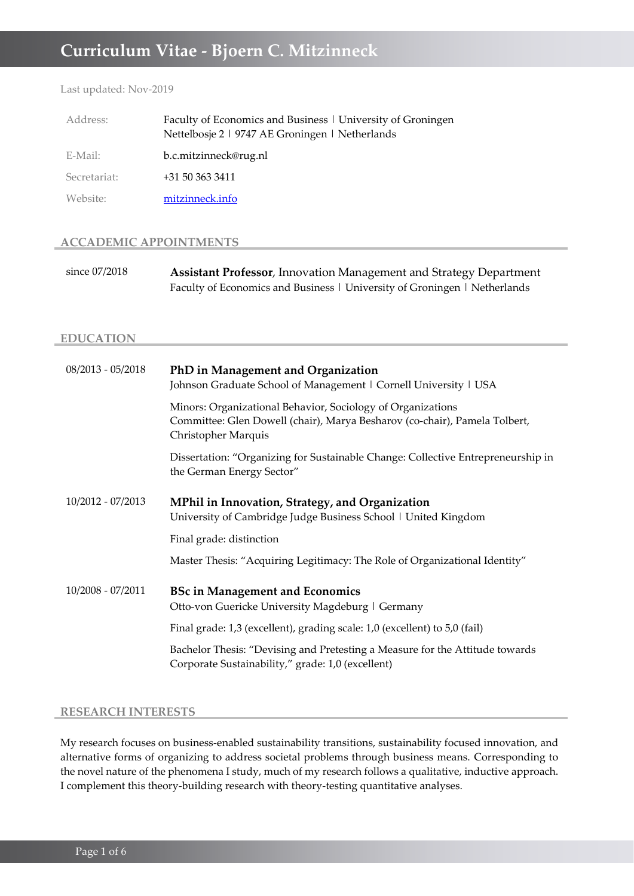# Curriculum Vitae - Bjoern C. Mitzinneck

Last updated: Nov-2019

| | |
|---|---|
| Address: | Faculty of Economics and Business ǀ University of Groningen<br>Nettelbosje 2 ǀ 9747 AE Groningen ǀ Netherlands |
| E-Mail: | b.c.mitzinneck@rug.nl |
| Secretariat: | +31 50 363 3411 |
| Website: | [mitzinneck.info](mitzinneck.info) |

## ACCADEMIC APPOINTMENTS

since 07/2018

**Assistant Professor**, Innovation Management and Strategy Department
Faculty of Economics and Business ǀ University of Groningen ǀ Netherlands

## EDUCATION

08/2013 - 05/2018

**PhD in Management and Organization**
Johnson Graduate School of Management ǀ Cornell University ǀ USA

Minors: Organizational Behavior, Sociology of Organizations
Committee: Glen Dowell (chair), Marya Besharov (co-chair), Pamela Tolbert, Christopher Marquis

Dissertation: "Organizing for Sustainable Change: Collective Entrepreneurship in the German Energy Sector"

10/2012 - 07/2013

**MPhil in Innovation, Strategy, and Organization**
University of Cambridge Judge Business School ǀ United Kingdom

Final grade: distinction

Master Thesis: "Acquiring Legitimacy: The Role of Organizational Identity"

10/2008 - 07/2011

**BSc in Management and Economics**
Otto-von Guericke University Magdeburg ǀ Germany

Final grade: 1,3 (excellent), grading scale: 1,0 (excellent) to 5,0 (fail)

Bachelor Thesis: "Devising and Pretesting a Measure for the Attitude towards Corporate Sustainability," grade: 1,0 (excellent)

## RESEARCH INTERESTS

My research focuses on business-enabled sustainability transitions, sustainability focused innovation, and alternative forms of organizing to address societal problems through business means. Corresponding to the novel nature of the phenomena I study, much of my research follows a qualitative, inductive approach. I complement this theory-building research with theory-testing quantitative analyses.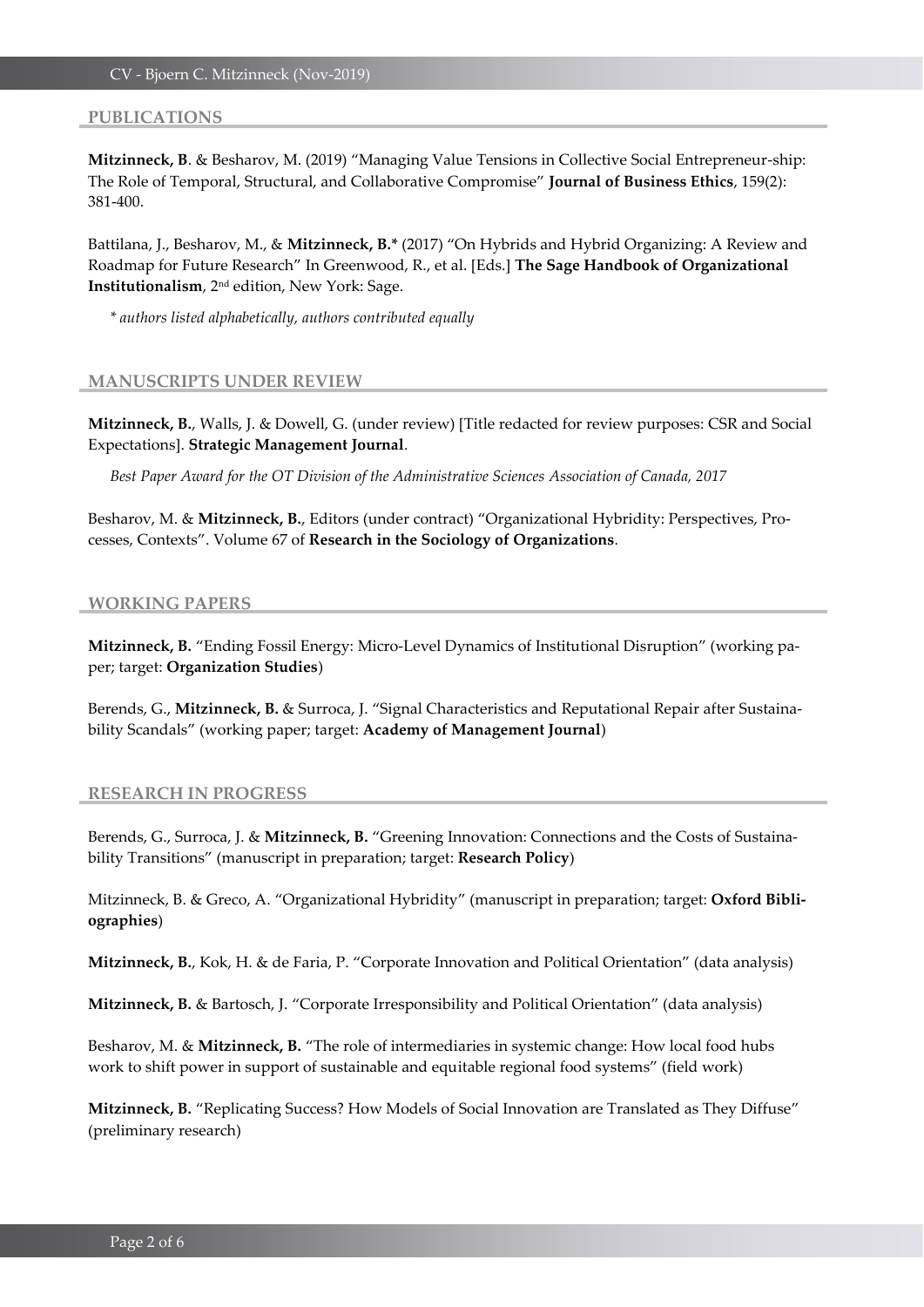## PUBLICATIONS

**Mitzinneck, B**. & Besharov, M. (2019) "Managing Value Tensions in Collective Social Entrepreneur-ship: The Role of Temporal, Structural, and Collaborative Compromise" **Journal of Business Ethics**, 159(2): 381-400.

Battilana, J., Besharov, M., & **Mitzinneck, B.*** (2017) "On Hybrids and Hybrid Organizing: A Review and Roadmap for Future Research" In Greenwood, R., et al. [Eds.] **The Sage Handbook of Organizational Institutionalism**, 2nd edition, New York: Sage.

*\* authors listed alphabetically, authors contributed equally*

## MANUSCRIPTS UNDER REVIEW

**Mitzinneck, B.**, Walls, J. & Dowell, G. (under review) [Title redacted for review purposes: CSR and Social Expectations]. **Strategic Management Journal**.

*Best Paper Award for the OT Division of the Administrative Sciences Association of Canada, 2017*

Besharov, M. & **Mitzinneck, B.**, Editors (under contract) "Organizational Hybridity: Perspectives, Processes, Contexts". Volume 67 of **Research in the Sociology of Organizations**.

## WORKING PAPERS

**Mitzinneck, B.** "Ending Fossil Energy: Micro-Level Dynamics of Institutional Disruption" (working paper; target: **Organization Studies**)

Berends, G., **Mitzinneck, B.** & Surroca, J. "Signal Characteristics and Reputational Repair after Sustainability Scandals" (working paper; target: **Academy of Management Journal**)

## RESEARCH IN PROGRESS

Berends, G., Surroca, J. & **Mitzinneck, B.** "Greening Innovation: Connections and the Costs of Sustainability Transitions" (manuscript in preparation; target: **Research Policy**)

Mitzinneck, B. & Greco, A. "Organizational Hybridity" (manuscript in preparation; target: **Oxford Bibliographies**)

**Mitzinneck, B.**, Kok, H. & de Faria, P. "Corporate Innovation and Political Orientation" (data analysis)

**Mitzinneck, B.** & Bartosch, J. "Corporate Irresponsibility and Political Orientation" (data analysis)

Besharov, M. & **Mitzinneck, B.** "The role of intermediaries in systemic change: How local food hubs work to shift power in support of sustainable and equitable regional food systems" (field work)

**Mitzinneck, B.** "Replicating Success? How Models of Social Innovation are Translated as They Diffuse" (preliminary research)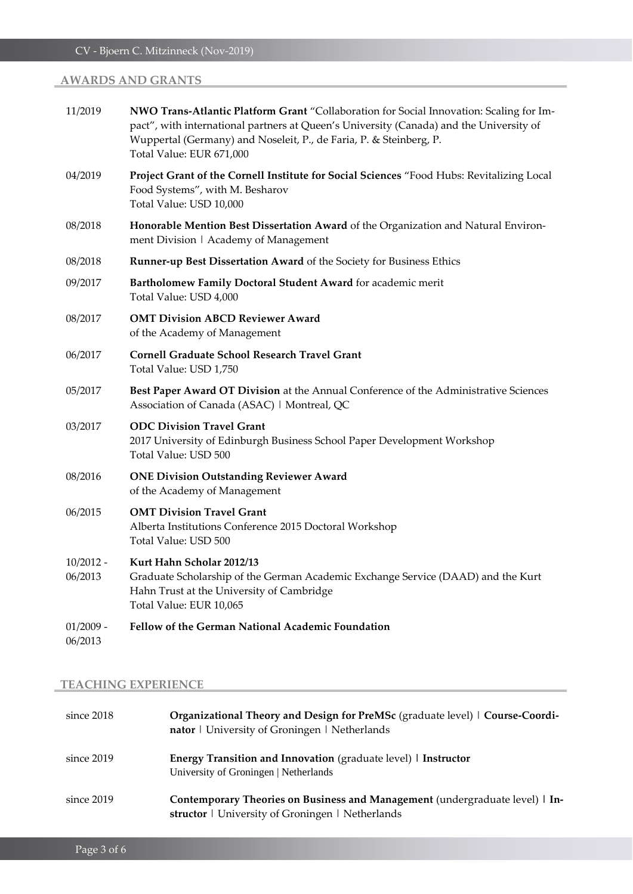## AWARDS AND GRANTS

| | |
|---|---|
| 11/2019 | **NWO Trans-Atlantic Platform Grant** "Collaboration for Social Innovation: Scaling for Impact", with international partners at Queen's University (Canada) and the University of Wuppertal (Germany) and Noseleit, P., de Faria, P. & Steinberg, P.<br>Total Value: EUR 671,000 |
| 04/2019 | **Project Grant of the Cornell Institute for Social Sciences** "Food Hubs: Revitalizing Local Food Systems", with M. Besharov<br>Total Value: USD 10,000 |
| 08/2018 | **Honorable Mention Best Dissertation Award** of the Organization and Natural Environment Division \| Academy of Management |
| 08/2018 | **Runner-up Best Dissertation Award** of the Society for Business Ethics |
| 09/2017 | **Bartholomew Family Doctoral Student Award** for academic merit<br>Total Value: USD 4,000 |
| 08/2017 | **OMT Division ABCD Reviewer Award**<br>of the Academy of Management |
| 06/2017 | **Cornell Graduate School Research Travel Grant**<br>Total Value: USD 1,750 |
| 05/2017 | **Best Paper Award OT Division** at the Annual Conference of the Administrative Sciences Association of Canada (ASAC) \| Montreal, QC |
| 03/2017 | **ODC Division Travel Grant**<br>2017 University of Edinburgh Business School Paper Development Workshop<br>Total Value: USD 500 |
| 08/2016 | **ONE Division Outstanding Reviewer Award**<br>of the Academy of Management |
| 06/2015 | **OMT Division Travel Grant**<br>Alberta Institutions Conference 2015 Doctoral Workshop<br>Total Value: USD 500 |
| 10/2012 - 06/2013 | **Kurt Hahn Scholar 2012/13**<br>Graduate Scholarship of the German Academic Exchange Service (DAAD) and the Kurt Hahn Trust at the University of Cambridge<br>Total Value: EUR 10,065 |
| 01/2009 - 06/2013 | **Fellow of the German National Academic Foundation** |

## TEACHING EXPERIENCE

| | |
|---|---|
| since 2018 | **Organizational Theory and Design for PreMSc** (graduate level) \| **Course-Coordinator** \| University of Groningen \| Netherlands |
| since 2019 | **Energy Transition and Innovation** (graduate level) \| **Instructor**<br>University of Groningen \| Netherlands |
| since 2019 | **Contemporary Theories on Business and Management** (undergraduate level) \| **Instructor** \| University of Groningen \| Netherlands |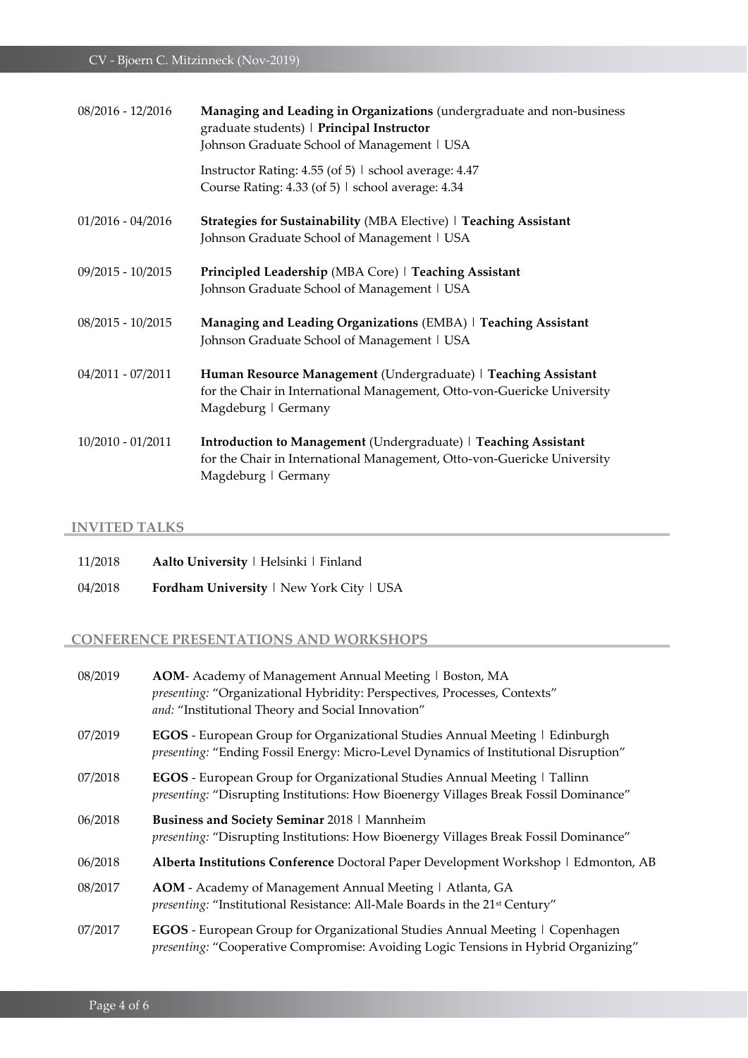08/2016 - 12/2016 **Managing and Leading in Organizations** (undergraduate and non-business graduate students) | **Principal Instructor**
Johnson Graduate School of Management | USA

Instructor Rating: 4.55 (of 5) | school average: 4.47
Course Rating: 4.33 (of 5) | school average: 4.34

01/2016 - 04/2016 **Strategies for Sustainability** (MBA Elective) | **Teaching Assistant**
Johnson Graduate School of Management | USA

09/2015 - 10/2015 **Principled Leadership** (MBA Core) | **Teaching Assistant**
Johnson Graduate School of Management | USA

08/2015 - 10/2015 **Managing and Leading Organizations** (EMBA) | **Teaching Assistant**
Johnson Graduate School of Management | USA

04/2011 - 07/2011 **Human Resource Management** (Undergraduate) | **Teaching Assistant**
for the Chair in International Management, Otto-von-Guericke University Magdeburg | Germany

10/2010 - 01/2011 **Introduction to Management** (Undergraduate) | **Teaching Assistant**
for the Chair in International Management, Otto-von-Guericke University Magdeburg | Germany

## INVITED TALKS

11/2018 **Aalto University** | Helsinki | Finland

04/2018 **Fordham University** | New York City | USA

## CONFERENCE PRESENTATIONS AND WORKSHOPS

08/2019 **AOM**- Academy of Management Annual Meeting | Boston, MA
*presenting:* "Organizational Hybridity: Perspectives, Processes, Contexts"
*and:* "Institutional Theory and Social Innovation"

07/2019 **EGOS** - European Group for Organizational Studies Annual Meeting | Edinburgh
*presenting:* "Ending Fossil Energy: Micro-Level Dynamics of Institutional Disruption"

07/2018 **EGOS** - European Group for Organizational Studies Annual Meeting | Tallinn
*presenting:* "Disrupting Institutions: How Bioenergy Villages Break Fossil Dominance"

06/2018 **Business and Society Seminar** 2018 | Mannheim
*presenting:* "Disrupting Institutions: How Bioenergy Villages Break Fossil Dominance"

06/2018 **Alberta Institutions Conference** Doctoral Paper Development Workshop | Edmonton, AB

08/2017 **AOM** - Academy of Management Annual Meeting | Atlanta, GA
*presenting:* "Institutional Resistance: All-Male Boards in the 21st Century"

07/2017 **EGOS** - European Group for Organizational Studies Annual Meeting | Copenhagen
*presenting:* "Cooperative Compromise: Avoiding Logic Tensions in Hybrid Organizing"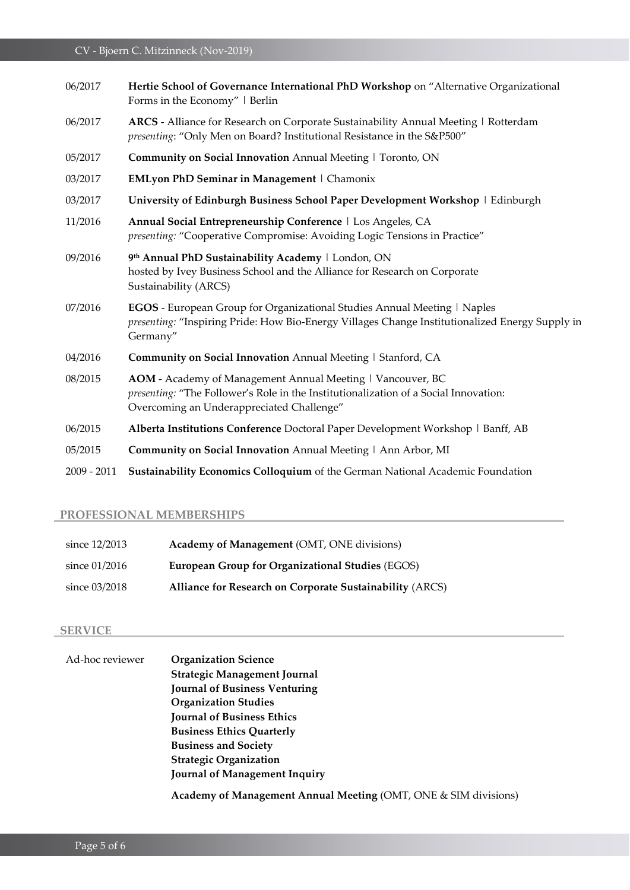| | |
|---|---|
| 06/2017 | **Hertie School of Governance International PhD Workshop** on "Alternative Organizational Forms in the Economy" \| Berlin |
| 06/2017 | **ARCS** - Alliance for Research on Corporate Sustainability Annual Meeting \| Rotterdam<br>*presenting*: "Only Men on Board? Institutional Resistance in the S&P500" |
| 05/2017 | **Community on Social Innovation** Annual Meeting \| Toronto, ON |
| 03/2017 | **EMLyon PhD Seminar in Management** \| Chamonix |
| 03/2017 | **University of Edinburgh Business School Paper Development Workshop** \| Edinburgh |
| 11/2016 | **Annual Social Entrepreneurship Conference** \| Los Angeles, CA<br>*presenting:* "Cooperative Compromise: Avoiding Logic Tensions in Practice" |
| 09/2016 | **9th Annual PhD Sustainability Academy** \| London, ON<br>hosted by Ivey Business School and the Alliance for Research on Corporate Sustainability (ARCS) |
| 07/2016 | **EGOS** - European Group for Organizational Studies Annual Meeting \| Naples<br>*presenting:* "Inspiring Pride: How Bio-Energy Villages Change Institutionalized Energy Supply in Germany" |
| 04/2016 | **Community on Social Innovation** Annual Meeting \| Stanford, CA |
| 08/2015 | **AOM** - Academy of Management Annual Meeting \| Vancouver, BC<br>*presenting:* "The Follower's Role in the Institutionalization of a Social Innovation: Overcoming an Underappreciated Challenge" |
| 06/2015 | **Alberta Institutions Conference** Doctoral Paper Development Workshop \| Banff, AB |
| 05/2015 | **Community on Social Innovation** Annual Meeting \| Ann Arbor, MI |
| 2009 - 2011 | **Sustainability Economics Colloquium** of the German National Academic Foundation |

## PROFESSIONAL MEMBERSHIPS

| | |
|---|---|
| since 12/2013 | **Academy of Management** (OMT, ONE divisions) |
| since 01/2016 | **European Group for Organizational Studies** (EGOS) |
| since 03/2018 | **Alliance for Research on Corporate Sustainability** (ARCS) |

## SERVICE

Ad-hoc reviewer

- **Organization Science**
- **Strategic Management Journal**
- **Journal of Business Venturing**
- **Organization Studies**
- **Journal of Business Ethics**
- **Business Ethics Quarterly**
- **Business and Society**
- **Strategic Organization**
- **Journal of Management Inquiry**

**Academy of Management Annual Meeting** (OMT, ONE & SIM divisions)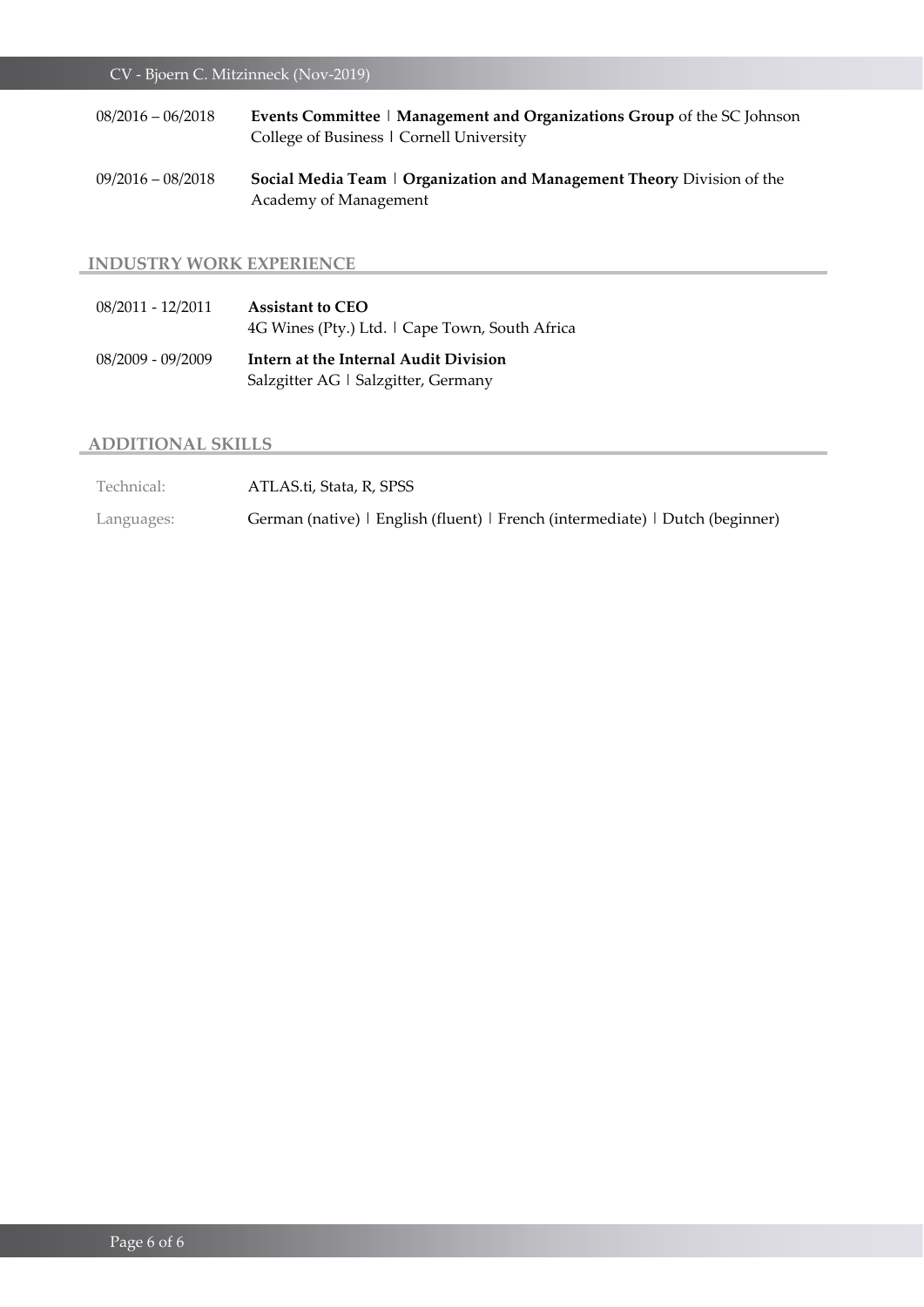08/2016 – 06/2018 **Events Committee** | **Management and Organizations Group** of the SC Johnson College of Business | Cornell University

09/2016 – 08/2018 **Social Media Team** | **Organization and Management Theory** Division of the Academy of Management

## INDUSTRY WORK EXPERIENCE

08/2011 - 12/2011 **Assistant to CEO**
4G Wines (Pty.) Ltd. | Cape Town, South Africa

08/2009 - 09/2009 **Intern at the Internal Audit Division**
Salzgitter AG | Salzgitter, Germany

## ADDITIONAL SKILLS

Technical: ATLAS.ti, Stata, R, SPSS

Languages: German (native) | English (fluent) | French (intermediate) | Dutch (beginner)